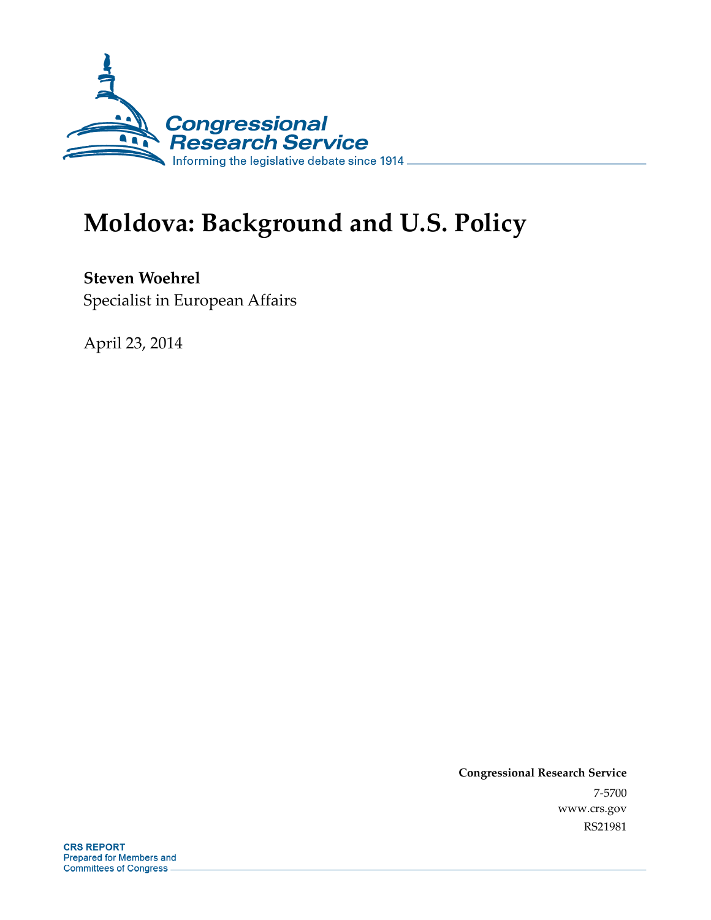Congressional Research Service

Informing the legislative debate since 1914

# Moldova: Background and U.S. Policy

**Steven Woehrel**

Specialist in European Affairs

April 23, 2014

**Congressional Research Service**

7-5700

www.crs.gov

RS21981

**CRS REPORT**

Prepared for Members and Committees of Congress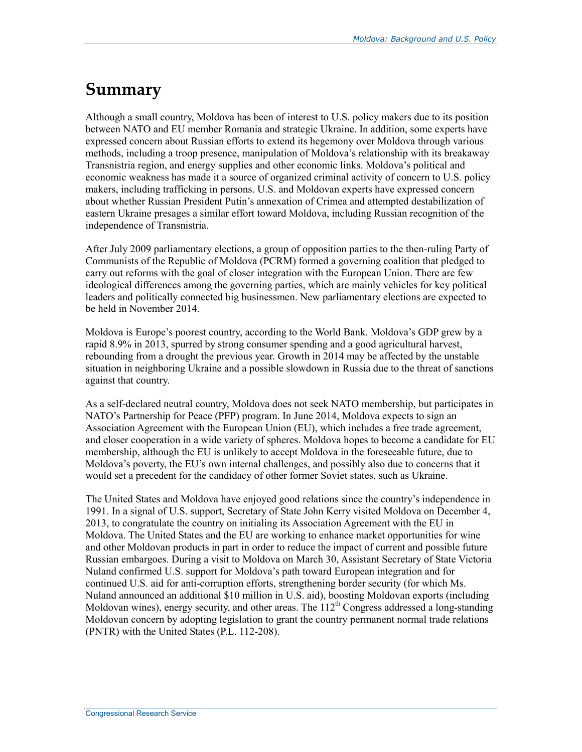# Summary

Although a small country, Moldova has been of interest to U.S. policy makers due to its position between NATO and EU member Romania and strategic Ukraine. In addition, some experts have expressed concern about Russian efforts to extend its hegemony over Moldova through various methods, including a troop presence, manipulation of Moldova's relationship with its breakaway Transnistria region, and energy supplies and other economic links. Moldova's political and economic weakness has made it a source of organized criminal activity of concern to U.S. policy makers, including trafficking in persons. U.S. and Moldovan experts have expressed concern about whether Russian President Putin's annexation of Crimea and attempted destabilization of eastern Ukraine presages a similar effort toward Moldova, including Russian recognition of the independence of Transnistria.

After July 2009 parliamentary elections, a group of opposition parties to the then-ruling Party of Communists of the Republic of Moldova (PCRM) formed a governing coalition that pledged to carry out reforms with the goal of closer integration with the European Union. There are few ideological differences among the governing parties, which are mainly vehicles for key political leaders and politically connected big businessmen. New parliamentary elections are expected to be held in November 2014.

Moldova is Europe's poorest country, according to the World Bank. Moldova's GDP grew by a rapid 8.9% in 2013, spurred by strong consumer spending and a good agricultural harvest, rebounding from a drought the previous year. Growth in 2014 may be affected by the unstable situation in neighboring Ukraine and a possible slowdown in Russia due to the threat of sanctions against that country.

As a self-declared neutral country, Moldova does not seek NATO membership, but participates in NATO's Partnership for Peace (PFP) program. In June 2014, Moldova expects to sign an Association Agreement with the European Union (EU), which includes a free trade agreement, and closer cooperation in a wide variety of spheres. Moldova hopes to become a candidate for EU membership, although the EU is unlikely to accept Moldova in the foreseeable future, due to Moldova's poverty, the EU's own internal challenges, and possibly also due to concerns that it would set a precedent for the candidacy of other former Soviet states, such as Ukraine.

The United States and Moldova have enjoyed good relations since the country's independence in 1991. In a signal of U.S. support, Secretary of State John Kerry visited Moldova on December 4, 2013, to congratulate the country on initialing its Association Agreement with the EU in Moldova. The United States and the EU are working to enhance market opportunities for wine and other Moldovan products in part in order to reduce the impact of current and possible future Russian embargoes. During a visit to Moldova on March 30, Assistant Secretary of State Victoria Nuland confirmed U.S. support for Moldova's path toward European integration and for continued U.S. aid for anti-corruption efforts, strengthening border security (for which Ms. Nuland announced an additional $10 million in U.S. aid), boosting Moldovan exports (including Moldovan wines), energy security, and other areas. The 112th Congress addressed a long-standing Moldovan concern by adopting legislation to grant the country permanent normal trade relations (PNTR) with the United States (P.L. 112-208).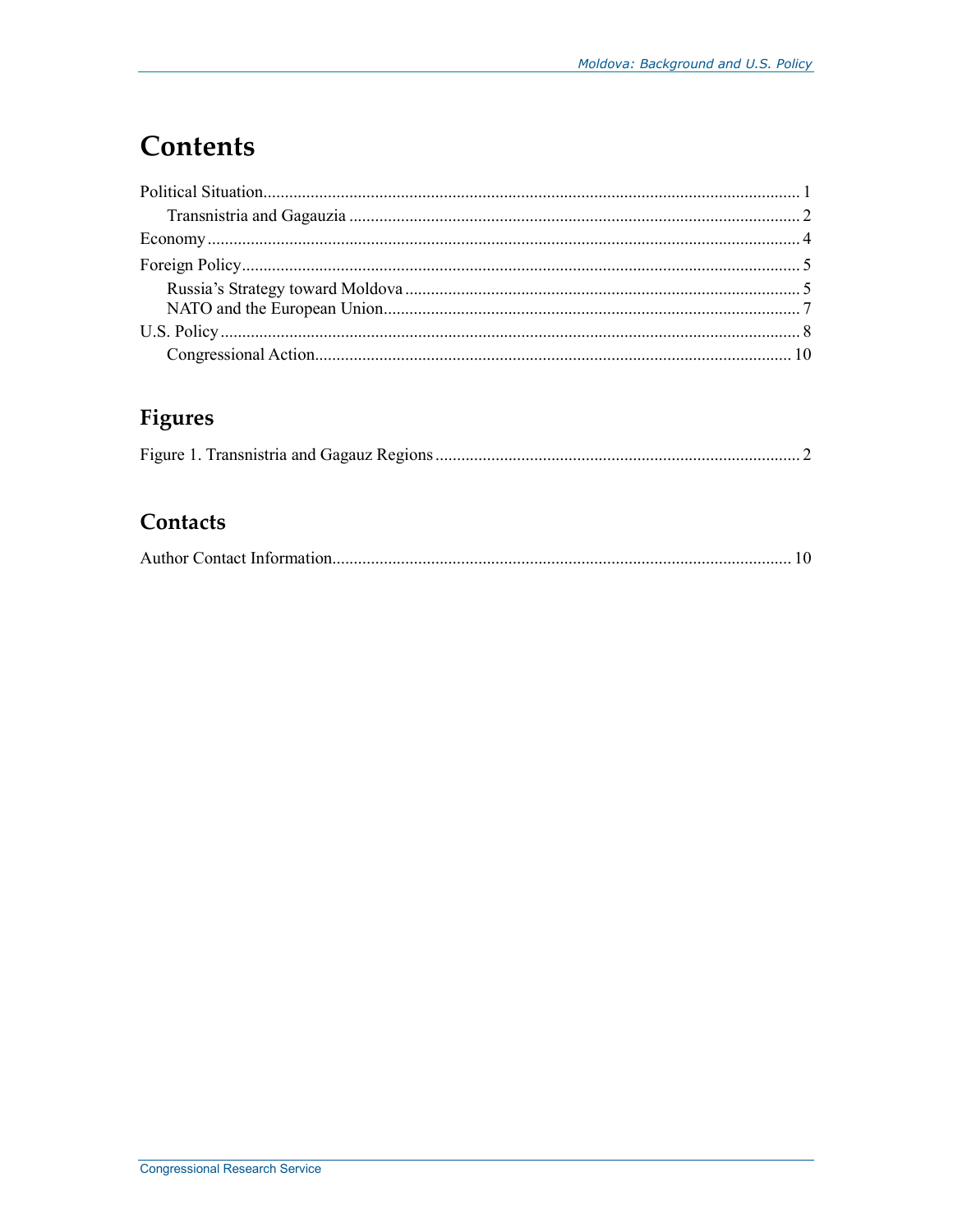# Contents

Political Situation .......... 1
  Transnistria and Gagauzia .......... 2
Economy .......... 4
Foreign Policy .......... 5
  Russia's Strategy toward Moldova .......... 5
  NATO and the European Union .......... 7
U.S. Policy .......... 8
  Congressional Action .......... 10

## Figures

Figure 1. Transnistria and Gagauz Regions .......... 2

## Contacts

Author Contact Information .......... 10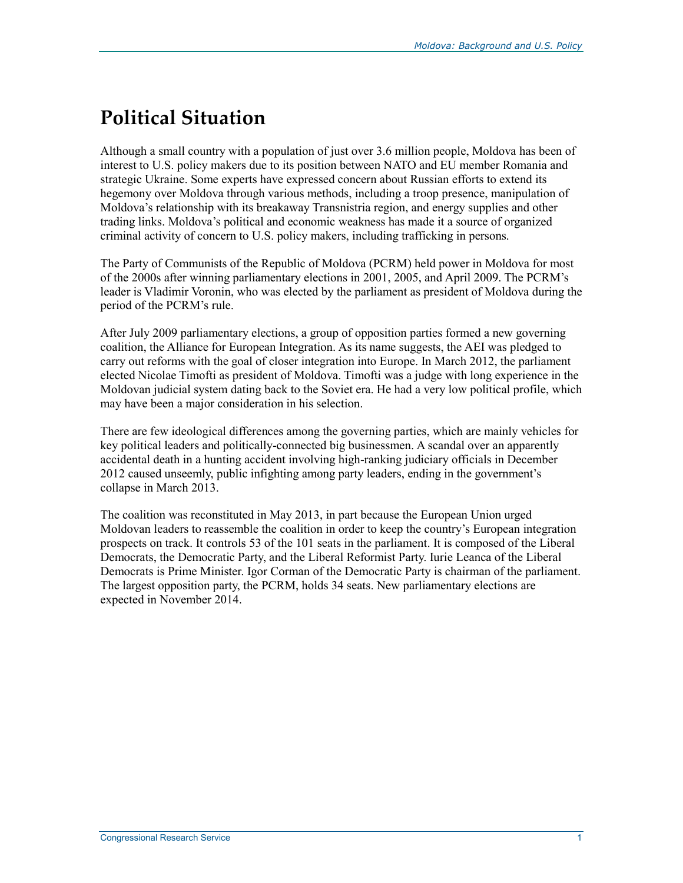# Political Situation

Although a small country with a population of just over 3.6 million people, Moldova has been of interest to U.S. policy makers due to its position between NATO and EU member Romania and strategic Ukraine. Some experts have expressed concern about Russian efforts to extend its hegemony over Moldova through various methods, including a troop presence, manipulation of Moldova's relationship with its breakaway Transnistria region, and energy supplies and other trading links. Moldova's political and economic weakness has made it a source of organized criminal activity of concern to U.S. policy makers, including trafficking in persons.

The Party of Communists of the Republic of Moldova (PCRM) held power in Moldova for most of the 2000s after winning parliamentary elections in 2001, 2005, and April 2009. The PCRM's leader is Vladimir Voronin, who was elected by the parliament as president of Moldova during the period of the PCRM's rule.

After July 2009 parliamentary elections, a group of opposition parties formed a new governing coalition, the Alliance for European Integration. As its name suggests, the AEI was pledged to carry out reforms with the goal of closer integration into Europe. In March 2012, the parliament elected Nicolae Timofti as president of Moldova. Timofti was a judge with long experience in the Moldovan judicial system dating back to the Soviet era. He had a very low political profile, which may have been a major consideration in his selection.

There are few ideological differences among the governing parties, which are mainly vehicles for key political leaders and politically-connected big businessmen. A scandal over an apparently accidental death in a hunting accident involving high-ranking judiciary officials in December 2012 caused unseemly, public infighting among party leaders, ending in the government's collapse in March 2013.

The coalition was reconstituted in May 2013, in part because the European Union urged Moldovan leaders to reassemble the coalition in order to keep the country's European integration prospects on track. It controls 53 of the 101 seats in the parliament. It is composed of the Liberal Democrats, the Democratic Party, and the Liberal Reformist Party. Iurie Leanca of the Liberal Democrats is Prime Minister. Igor Corman of the Democratic Party is chairman of the parliament. The largest opposition party, the PCRM, holds 34 seats. New parliamentary elections are expected in November 2014.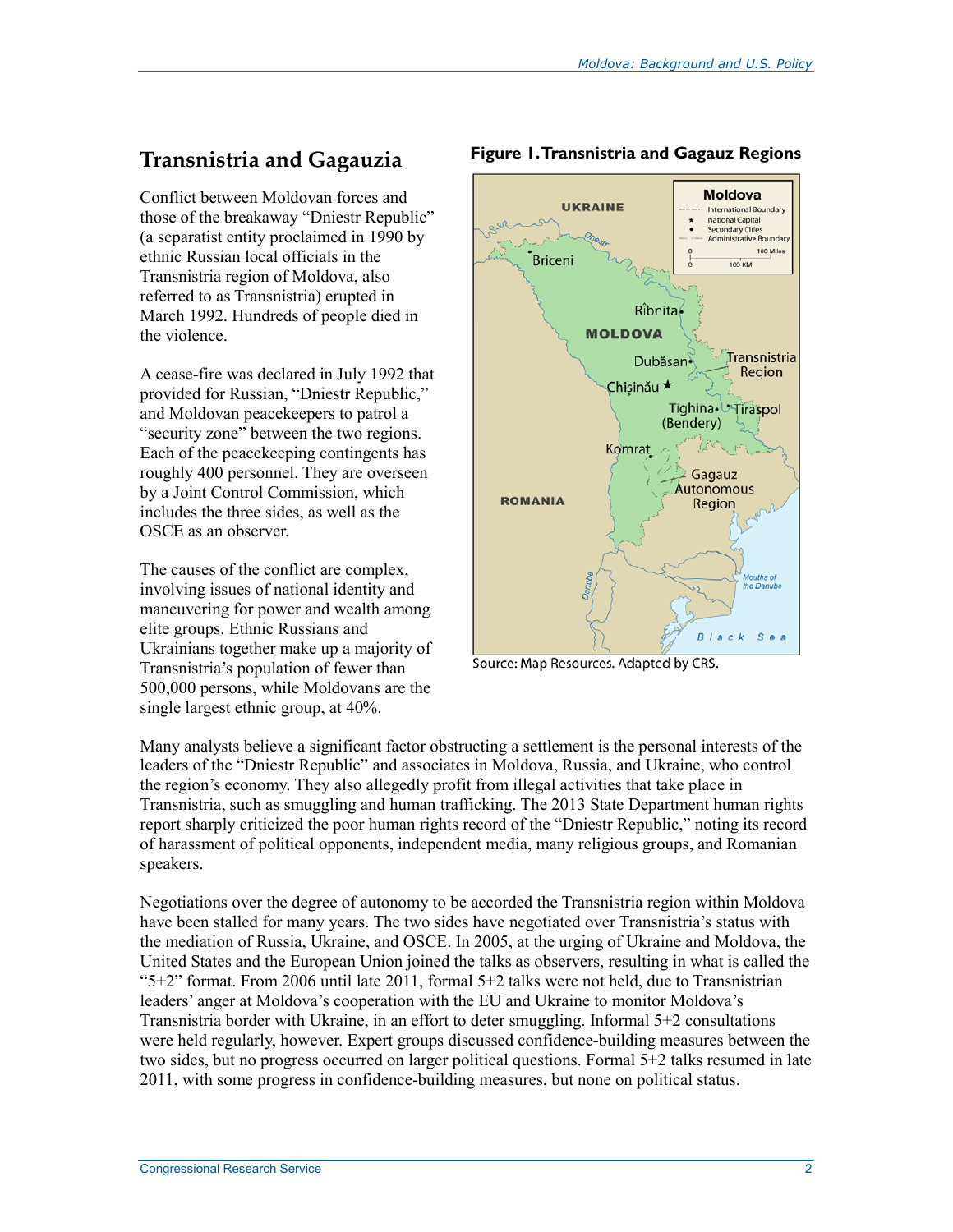## Transnistria and Gagauzia

**Figure 1. Transnistria and Gagauz Regions**

Source: Map Resources. Adapted by CRS.

Conflict between Moldovan forces and those of the breakaway "Dniestr Republic" (a separatist entity proclaimed in 1990 by ethnic Russian local officials in the Transnistria region of Moldova, also referred to as Transnistria) erupted in March 1992. Hundreds of people died in the violence.

A cease-fire was declared in July 1992 that provided for Russian, "Dniestr Republic," and Moldovan peacekeepers to patrol a "security zone" between the two regions. Each of the peacekeeping contingents has roughly 400 personnel. They are overseen by a Joint Control Commission, which includes the three sides, as well as the OSCE as an observer.

The causes of the conflict are complex, involving issues of national identity and maneuvering for power and wealth among elite groups. Ethnic Russians and Ukrainians together make up a majority of Transnistria's population of fewer than 500,000 persons, while Moldovans are the single largest ethnic group, at 40%.

Many analysts believe a significant factor obstructing a settlement is the personal interests of the leaders of the "Dniestr Republic" and associates in Moldova, Russia, and Ukraine, who control the region's economy. They also allegedly profit from illegal activities that take place in Transnistria, such as smuggling and human trafficking. The 2013 State Department human rights report sharply criticized the poor human rights record of the "Dniestr Republic," noting its record of harassment of political opponents, independent media, many religious groups, and Romanian speakers.

Negotiations over the degree of autonomy to be accorded the Transnistria region within Moldova have been stalled for many years. The two sides have negotiated over Transnistria's status with the mediation of Russia, Ukraine, and OSCE. In 2005, at the urging of Ukraine and Moldova, the United States and the European Union joined the talks as observers, resulting in what is called the "5+2" format. From 2006 until late 2011, formal 5+2 talks were not held, due to Transnistrian leaders' anger at Moldova's cooperation with the EU and Ukraine to monitor Moldova's Transnistria border with Ukraine, in an effort to deter smuggling. Informal 5+2 consultations were held regularly, however. Expert groups discussed confidence-building measures between the two sides, but no progress occurred on larger political questions. Formal 5+2 talks resumed in late 2011, with some progress in confidence-building measures, but none on political status.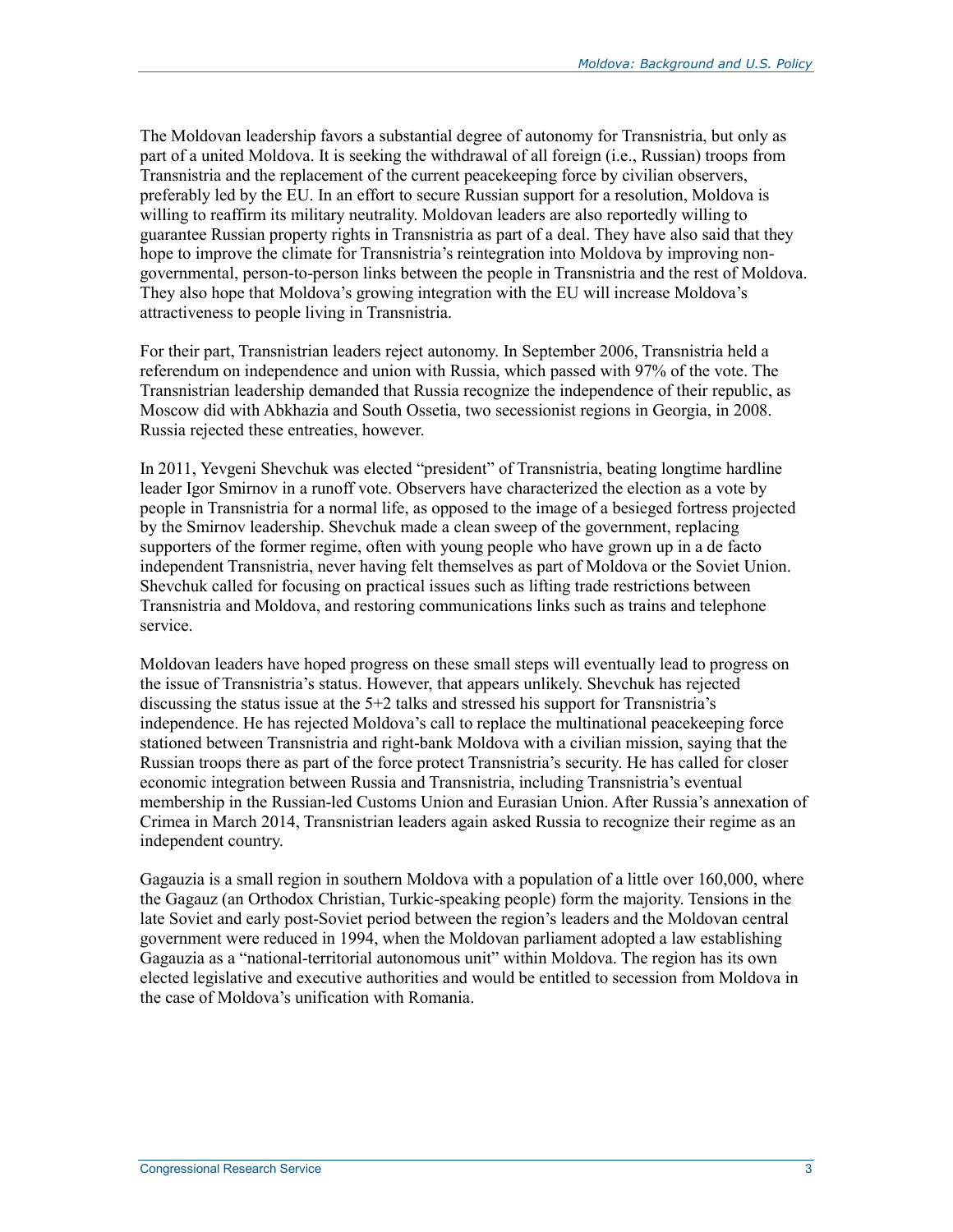The Moldovan leadership favors a substantial degree of autonomy for Transnistria, but only as part of a united Moldova. It is seeking the withdrawal of all foreign (i.e., Russian) troops from Transnistria and the replacement of the current peacekeeping force by civilian observers, preferably led by the EU. In an effort to secure Russian support for a resolution, Moldova is willing to reaffirm its military neutrality. Moldovan leaders are also reportedly willing to guarantee Russian property rights in Transnistria as part of a deal. They have also said that they hope to improve the climate for Transnistria's reintegration into Moldova by improving non-governmental, person-to-person links between the people in Transnistria and the rest of Moldova. They also hope that Moldova's growing integration with the EU will increase Moldova's attractiveness to people living in Transnistria.

For their part, Transnistrian leaders reject autonomy. In September 2006, Transnistria held a referendum on independence and union with Russia, which passed with 97% of the vote. The Transnistrian leadership demanded that Russia recognize the independence of their republic, as Moscow did with Abkhazia and South Ossetia, two secessionist regions in Georgia, in 2008. Russia rejected these entreaties, however.

In 2011, Yevgeni Shevchuk was elected "president" of Transnistria, beating longtime hardline leader Igor Smirnov in a runoff vote. Observers have characterized the election as a vote by people in Transnistria for a normal life, as opposed to the image of a besieged fortress projected by the Smirnov leadership. Shevchuk made a clean sweep of the government, replacing supporters of the former regime, often with young people who have grown up in a de facto independent Transnistria, never having felt themselves as part of Moldova or the Soviet Union. Shevchuk called for focusing on practical issues such as lifting trade restrictions between Transnistria and Moldova, and restoring communications links such as trains and telephone service.

Moldovan leaders have hoped progress on these small steps will eventually lead to progress on the issue of Transnistria's status. However, that appears unlikely. Shevchuk has rejected discussing the status issue at the 5+2 talks and stressed his support for Transnistria's independence. He has rejected Moldova's call to replace the multinational peacekeeping force stationed between Transnistria and right-bank Moldova with a civilian mission, saying that the Russian troops there as part of the force protect Transnistria's security. He has called for closer economic integration between Russia and Transnistria, including Transnistria's eventual membership in the Russian-led Customs Union and Eurasian Union. After Russia's annexation of Crimea in March 2014, Transnistrian leaders again asked Russia to recognize their regime as an independent country.

Gagauzia is a small region in southern Moldova with a population of a little over 160,000, where the Gagauz (an Orthodox Christian, Turkic-speaking people) form the majority. Tensions in the late Soviet and early post-Soviet period between the region's leaders and the Moldovan central government were reduced in 1994, when the Moldovan parliament adopted a law establishing Gagauzia as a "national-territorial autonomous unit" within Moldova. The region has its own elected legislative and executive authorities and would be entitled to secession from Moldova in the case of Moldova's unification with Romania.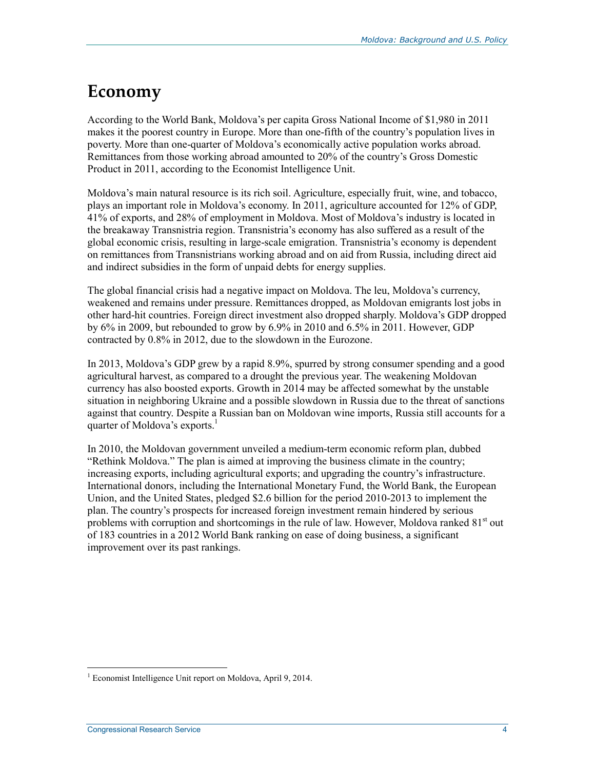# Economy

According to the World Bank, Moldova's per capita Gross National Income of $1,980 in 2011 makes it the poorest country in Europe. More than one-fifth of the country's population lives in poverty. More than one-quarter of Moldova's economically active population works abroad. Remittances from those working abroad amounted to 20% of the country's Gross Domestic Product in 2011, according to the Economist Intelligence Unit.

Moldova's main natural resource is its rich soil. Agriculture, especially fruit, wine, and tobacco, plays an important role in Moldova's economy. In 2011, agriculture accounted for 12% of GDP, 41% of exports, and 28% of employment in Moldova. Most of Moldova's industry is located in the breakaway Transnistria region. Transnistria's economy has also suffered as a result of the global economic crisis, resulting in large-scale emigration. Transnistria's economy is dependent on remittances from Transnistrians working abroad and on aid from Russia, including direct aid and indirect subsidies in the form of unpaid debts for energy supplies.

The global financial crisis had a negative impact on Moldova. The leu, Moldova's currency, weakened and remains under pressure. Remittances dropped, as Moldovan emigrants lost jobs in other hard-hit countries. Foreign direct investment also dropped sharply. Moldova's GDP dropped by 6% in 2009, but rebounded to grow by 6.9% in 2010 and 6.5% in 2011. However, GDP contracted by 0.8% in 2012, due to the slowdown in the Eurozone.

In 2013, Moldova's GDP grew by a rapid 8.9%, spurred by strong consumer spending and a good agricultural harvest, as compared to a drought the previous year. The weakening Moldovan currency has also boosted exports. Growth in 2014 may be affected somewhat by the unstable situation in neighboring Ukraine and a possible slowdown in Russia due to the threat of sanctions against that country. Despite a Russian ban on Moldovan wine imports, Russia still accounts for a quarter of Moldova's exports.[1]

In 2010, the Moldovan government unveiled a medium-term economic reform plan, dubbed "Rethink Moldova." The plan is aimed at improving the business climate in the country; increasing exports, including agricultural exports; and upgrading the country's infrastructure. International donors, including the International Monetary Fund, the World Bank, the European Union, and the United States, pledged $2.6 billion for the period 2010-2013 to implement the plan. The country's prospects for increased foreign investment remain hindered by serious problems with corruption and shortcomings in the rule of law. However, Moldova ranked 81st out of 183 countries in a 2012 World Bank ranking on ease of doing business, a significant improvement over its past rankings.

[1] Economist Intelligence Unit report on Moldova, April 9, 2014.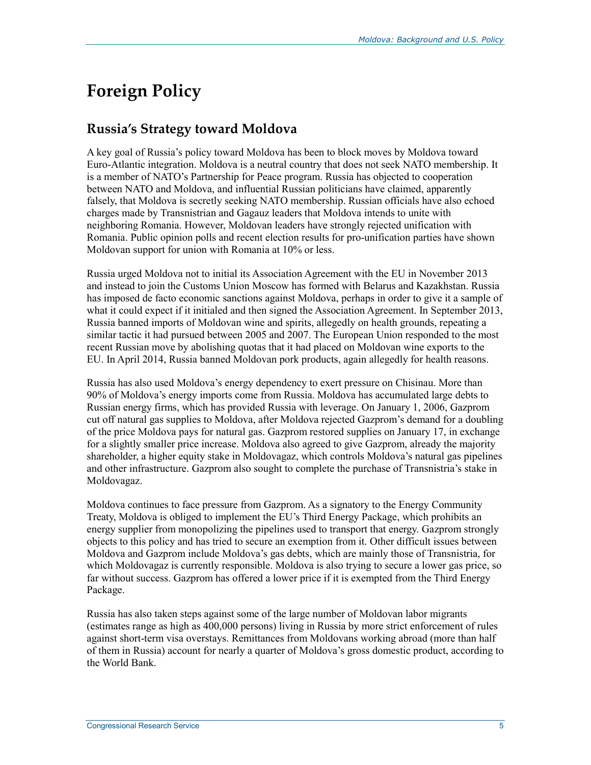# Foreign Policy

## Russia's Strategy toward Moldova

A key goal of Russia's policy toward Moldova has been to block moves by Moldova toward Euro-Atlantic integration. Moldova is a neutral country that does not seek NATO membership. It is a member of NATO's Partnership for Peace program. Russia has objected to cooperation between NATO and Moldova, and influential Russian politicians have claimed, apparently falsely, that Moldova is secretly seeking NATO membership. Russian officials have also echoed charges made by Transnistrian and Gagauz leaders that Moldova intends to unite with neighboring Romania. However, Moldovan leaders have strongly rejected unification with Romania. Public opinion polls and recent election results for pro-unification parties have shown Moldovan support for union with Romania at 10% or less.

Russia urged Moldova not to initial its Association Agreement with the EU in November 2013 and instead to join the Customs Union Moscow has formed with Belarus and Kazakhstan. Russia has imposed de facto economic sanctions against Moldova, perhaps in order to give it a sample of what it could expect if it initialed and then signed the Association Agreement. In September 2013, Russia banned imports of Moldovan wine and spirits, allegedly on health grounds, repeating a similar tactic it had pursued between 2005 and 2007. The European Union responded to the most recent Russian move by abolishing quotas that it had placed on Moldovan wine exports to the EU. In April 2014, Russia banned Moldovan pork products, again allegedly for health reasons.

Russia has also used Moldova's energy dependency to exert pressure on Chisinau. More than 90% of Moldova's energy imports come from Russia. Moldova has accumulated large debts to Russian energy firms, which has provided Russia with leverage. On January 1, 2006, Gazprom cut off natural gas supplies to Moldova, after Moldova rejected Gazprom's demand for a doubling of the price Moldova pays for natural gas. Gazprom restored supplies on January 17, in exchange for a slightly smaller price increase. Moldova also agreed to give Gazprom, already the majority shareholder, a higher equity stake in Moldovagaz, which controls Moldova's natural gas pipelines and other infrastructure. Gazprom also sought to complete the purchase of Transnistria's stake in Moldovagaz.

Moldova continues to face pressure from Gazprom. As a signatory to the Energy Community Treaty, Moldova is obliged to implement the EU's Third Energy Package, which prohibits an energy supplier from monopolizing the pipelines used to transport that energy. Gazprom strongly objects to this policy and has tried to secure an exemption from it. Other difficult issues between Moldova and Gazprom include Moldova's gas debts, which are mainly those of Transnistria, for which Moldovagaz is currently responsible. Moldova is also trying to secure a lower gas price, so far without success. Gazprom has offered a lower price if it is exempted from the Third Energy Package.

Russia has also taken steps against some of the large number of Moldovan labor migrants (estimates range as high as 400,000 persons) living in Russia by more strict enforcement of rules against short-term visa overstays. Remittances from Moldovans working abroad (more than half of them in Russia) account for nearly a quarter of Moldova's gross domestic product, according to the World Bank.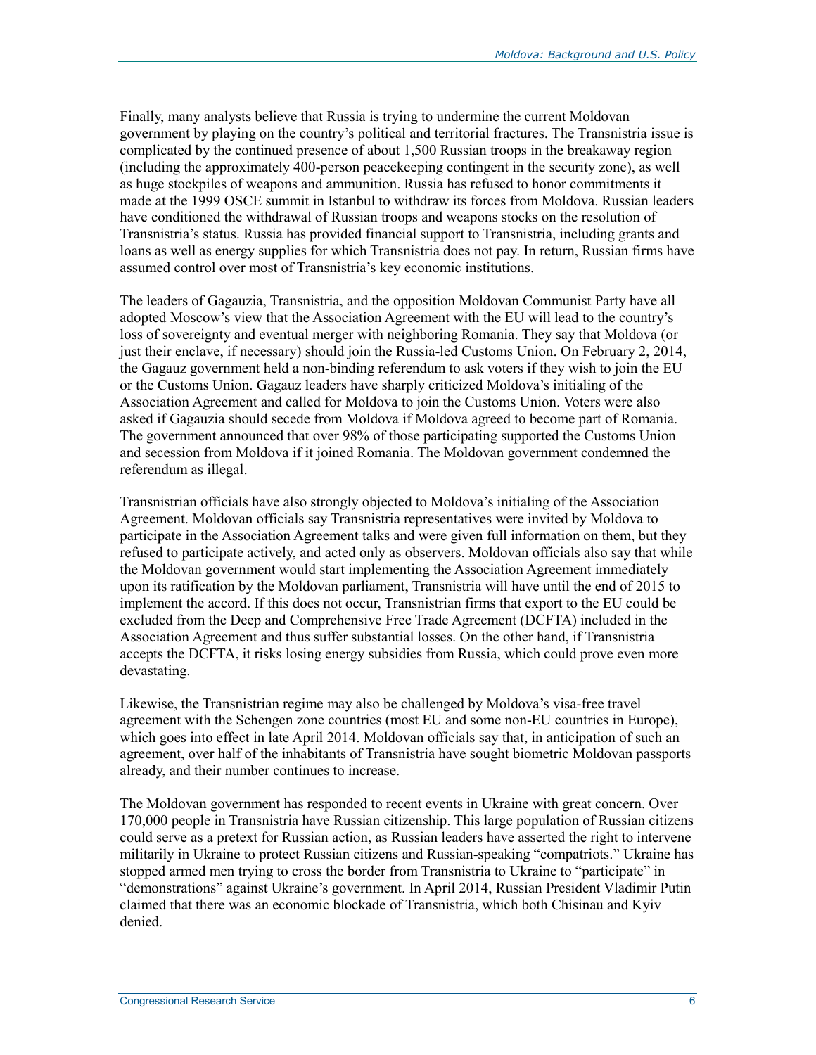Finally, many analysts believe that Russia is trying to undermine the current Moldovan government by playing on the country's political and territorial fractures. The Transnistria issue is complicated by the continued presence of about 1,500 Russian troops in the breakaway region (including the approximately 400-person peacekeeping contingent in the security zone), as well as huge stockpiles of weapons and ammunition. Russia has refused to honor commitments it made at the 1999 OSCE summit in Istanbul to withdraw its forces from Moldova. Russian leaders have conditioned the withdrawal of Russian troops and weapons stocks on the resolution of Transnistria's status. Russia has provided financial support to Transnistria, including grants and loans as well as energy supplies for which Transnistria does not pay. In return, Russian firms have assumed control over most of Transnistria's key economic institutions.

The leaders of Gagauzia, Transnistria, and the opposition Moldovan Communist Party have all adopted Moscow's view that the Association Agreement with the EU will lead to the country's loss of sovereignty and eventual merger with neighboring Romania. They say that Moldova (or just their enclave, if necessary) should join the Russia-led Customs Union. On February 2, 2014, the Gagauz government held a non-binding referendum to ask voters if they wish to join the EU or the Customs Union. Gagauz leaders have sharply criticized Moldova's initialing of the Association Agreement and called for Moldova to join the Customs Union. Voters were also asked if Gagauzia should secede from Moldova if Moldova agreed to become part of Romania. The government announced that over 98% of those participating supported the Customs Union and secession from Moldova if it joined Romania. The Moldovan government condemned the referendum as illegal.

Transnistrian officials have also strongly objected to Moldova's initialing of the Association Agreement. Moldovan officials say Transnistria representatives were invited by Moldova to participate in the Association Agreement talks and were given full information on them, but they refused to participate actively, and acted only as observers. Moldovan officials also say that while the Moldovan government would start implementing the Association Agreement immediately upon its ratification by the Moldovan parliament, Transnistria will have until the end of 2015 to implement the accord. If this does not occur, Transnistrian firms that export to the EU could be excluded from the Deep and Comprehensive Free Trade Agreement (DCFTA) included in the Association Agreement and thus suffer substantial losses. On the other hand, if Transnistria accepts the DCFTA, it risks losing energy subsidies from Russia, which could prove even more devastating.

Likewise, the Transnistrian regime may also be challenged by Moldova's visa-free travel agreement with the Schengen zone countries (most EU and some non-EU countries in Europe), which goes into effect in late April 2014. Moldovan officials say that, in anticipation of such an agreement, over half of the inhabitants of Transnistria have sought biometric Moldovan passports already, and their number continues to increase.

The Moldovan government has responded to recent events in Ukraine with great concern. Over 170,000 people in Transnistria have Russian citizenship. This large population of Russian citizens could serve as a pretext for Russian action, as Russian leaders have asserted the right to intervene militarily in Ukraine to protect Russian citizens and Russian-speaking "compatriots." Ukraine has stopped armed men trying to cross the border from Transnistria to Ukraine to "participate" in "demonstrations" against Ukraine's government. In April 2014, Russian President Vladimir Putin claimed that there was an economic blockade of Transnistria, which both Chisinau and Kyiv denied.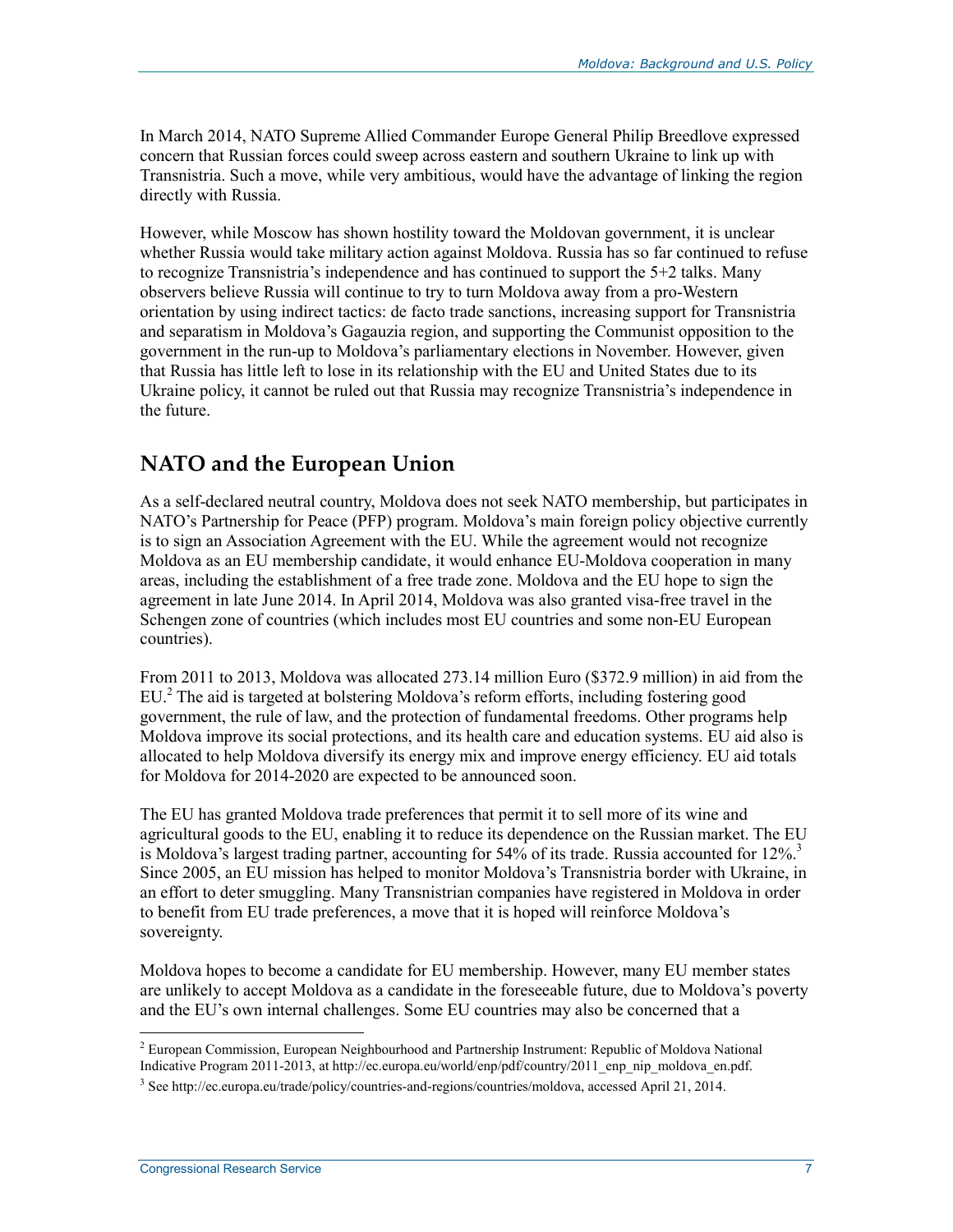In March 2014, NATO Supreme Allied Commander Europe General Philip Breedlove expressed concern that Russian forces could sweep across eastern and southern Ukraine to link up with Transnistria. Such a move, while very ambitious, would have the advantage of linking the region directly with Russia.

However, while Moscow has shown hostility toward the Moldovan government, it is unclear whether Russia would take military action against Moldova. Russia has so far continued to refuse to recognize Transnistria's independence and has continued to support the 5+2 talks. Many observers believe Russia will continue to try to turn Moldova away from a pro-Western orientation by using indirect tactics: de facto trade sanctions, increasing support for Transnistria and separatism in Moldova's Gagauzia region, and supporting the Communist opposition to the government in the run-up to Moldova's parliamentary elections in November. However, given that Russia has little left to lose in its relationship with the EU and United States due to its Ukraine policy, it cannot be ruled out that Russia may recognize Transnistria's independence in the future.

## NATO and the European Union

As a self-declared neutral country, Moldova does not seek NATO membership, but participates in NATO's Partnership for Peace (PFP) program. Moldova's main foreign policy objective currently is to sign an Association Agreement with the EU. While the agreement would not recognize Moldova as an EU membership candidate, it would enhance EU-Moldova cooperation in many areas, including the establishment of a free trade zone. Moldova and the EU hope to sign the agreement in late June 2014. In April 2014, Moldova was also granted visa-free travel in the Schengen zone of countries (which includes most EU countries and some non-EU European countries).

From 2011 to 2013, Moldova was allocated 273.14 million Euro ($372.9 million) in aid from the EU.[2] The aid is targeted at bolstering Moldova's reform efforts, including fostering good government, the rule of law, and the protection of fundamental freedoms. Other programs help Moldova improve its social protections, and its health care and education systems. EU aid also is allocated to help Moldova diversify its energy mix and improve energy efficiency. EU aid totals for Moldova for 2014-2020 are expected to be announced soon.

The EU has granted Moldova trade preferences that permit it to sell more of its wine and agricultural goods to the EU, enabling it to reduce its dependence on the Russian market. The EU is Moldova's largest trading partner, accounting for 54% of its trade. Russia accounted for 12%.[3] Since 2005, an EU mission has helped to monitor Moldova's Transnistria border with Ukraine, in an effort to deter smuggling. Many Transnistrian companies have registered in Moldova in order to benefit from EU trade preferences, a move that it is hoped will reinforce Moldova's sovereignty.

Moldova hopes to become a candidate for EU membership. However, many EU member states are unlikely to accept Moldova as a candidate in the foreseeable future, due to Moldova's poverty and the EU's own internal challenges. Some EU countries may also be concerned that a

---

[2] European Commission, European Neighbourhood and Partnership Instrument: Republic of Moldova National Indicative Program 2011-2013, at http://ec.europa.eu/world/enp/pdf/country/2011_enp_nip_moldova_en.pdf.

[3] See http://ec.europa.eu/trade/policy/countries-and-regions/countries/moldova, accessed April 21, 2014.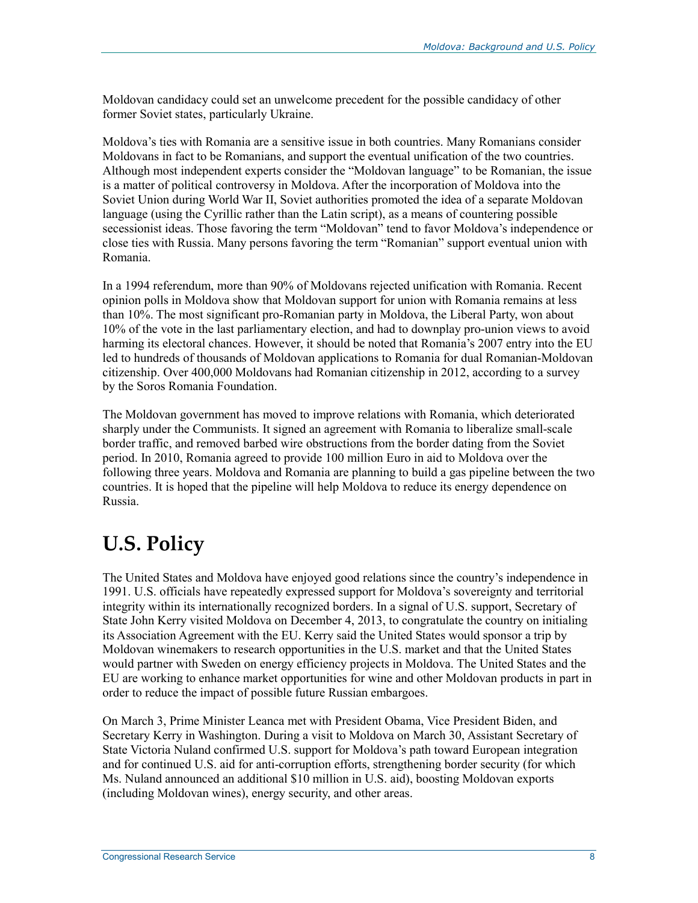Moldovan candidacy could set an unwelcome precedent for the possible candidacy of other former Soviet states, particularly Ukraine.

Moldova's ties with Romania are a sensitive issue in both countries. Many Romanians consider Moldovans in fact to be Romanians, and support the eventual unification of the two countries. Although most independent experts consider the "Moldovan language" to be Romanian, the issue is a matter of political controversy in Moldova. After the incorporation of Moldova into the Soviet Union during World War II, Soviet authorities promoted the idea of a separate Moldovan language (using the Cyrillic rather than the Latin script), as a means of countering possible secessionist ideas. Those favoring the term "Moldovan" tend to favor Moldova's independence or close ties with Russia. Many persons favoring the term "Romanian" support eventual union with Romania.

In a 1994 referendum, more than 90% of Moldovans rejected unification with Romania. Recent opinion polls in Moldova show that Moldovan support for union with Romania remains at less than 10%. The most significant pro-Romanian party in Moldova, the Liberal Party, won about 10% of the vote in the last parliamentary election, and had to downplay pro-union views to avoid harming its electoral chances. However, it should be noted that Romania's 2007 entry into the EU led to hundreds of thousands of Moldovan applications to Romania for dual Romanian-Moldovan citizenship. Over 400,000 Moldovans had Romanian citizenship in 2012, according to a survey by the Soros Romania Foundation.

The Moldovan government has moved to improve relations with Romania, which deteriorated sharply under the Communists. It signed an agreement with Romania to liberalize small-scale border traffic, and removed barbed wire obstructions from the border dating from the Soviet period. In 2010, Romania agreed to provide 100 million Euro in aid to Moldova over the following three years. Moldova and Romania are planning to build a gas pipeline between the two countries. It is hoped that the pipeline will help Moldova to reduce its energy dependence on Russia.

# U.S. Policy

The United States and Moldova have enjoyed good relations since the country's independence in 1991. U.S. officials have repeatedly expressed support for Moldova's sovereignty and territorial integrity within its internationally recognized borders. In a signal of U.S. support, Secretary of State John Kerry visited Moldova on December 4, 2013, to congratulate the country on initialing its Association Agreement with the EU. Kerry said the United States would sponsor a trip by Moldovan winemakers to research opportunities in the U.S. market and that the United States would partner with Sweden on energy efficiency projects in Moldova. The United States and the EU are working to enhance market opportunities for wine and other Moldovan products in part in order to reduce the impact of possible future Russian embargoes.

On March 3, Prime Minister Leanca met with President Obama, Vice President Biden, and Secretary Kerry in Washington. During a visit to Moldova on March 30, Assistant Secretary of State Victoria Nuland confirmed U.S. support for Moldova's path toward European integration and for continued U.S. aid for anti-corruption efforts, strengthening border security (for which Ms. Nuland announced an additional $10 million in U.S. aid), boosting Moldovan exports (including Moldovan wines), energy security, and other areas.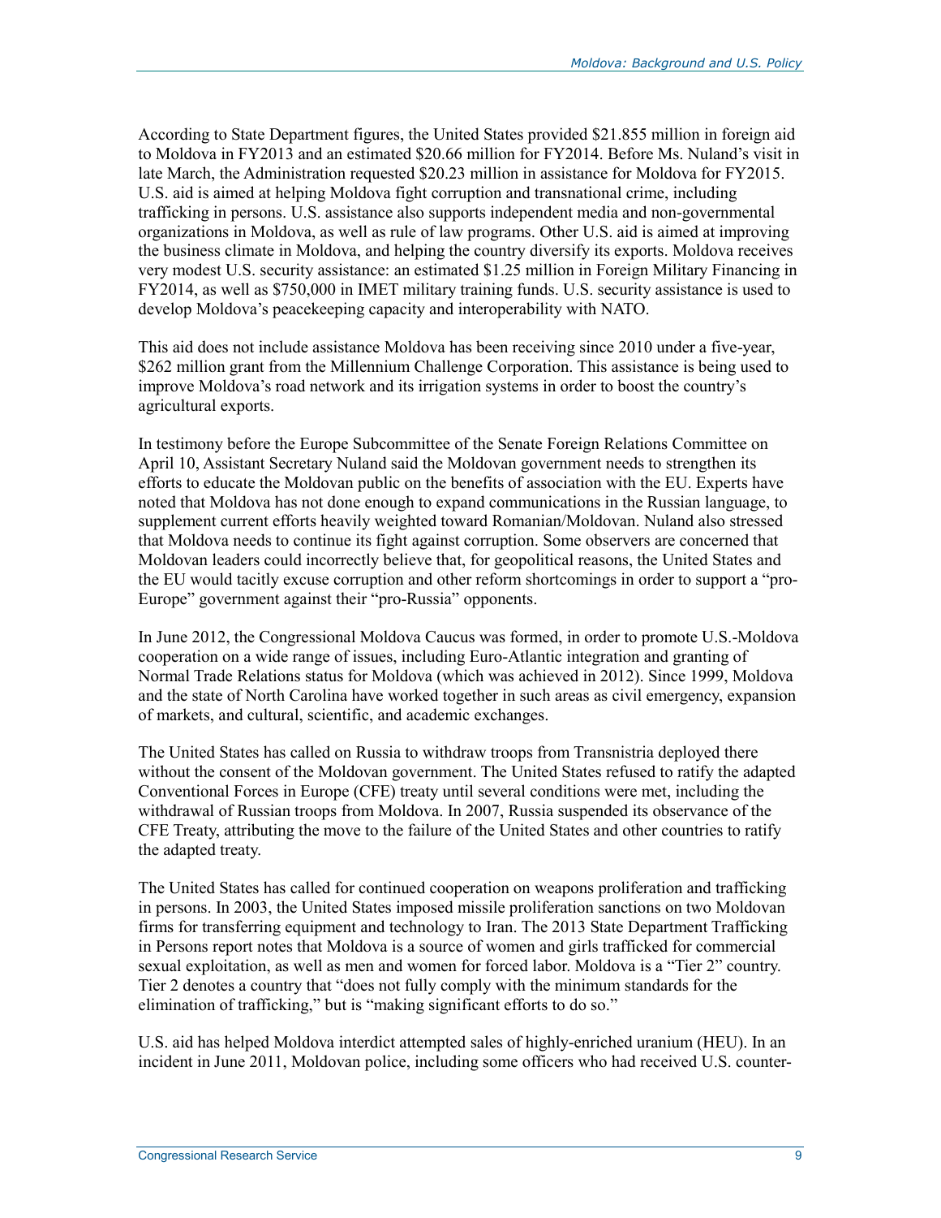According to State Department figures, the United States provided $21.855 million in foreign aid to Moldova in FY2013 and an estimated $20.66 million for FY2014. Before Ms. Nuland's visit in late March, the Administration requested $20.23 million in assistance for Moldova for FY2015. U.S. aid is aimed at helping Moldova fight corruption and transnational crime, including trafficking in persons. U.S. assistance also supports independent media and non-governmental organizations in Moldova, as well as rule of law programs. Other U.S. aid is aimed at improving the business climate in Moldova, and helping the country diversify its exports. Moldova receives very modest U.S. security assistance: an estimated $1.25 million in Foreign Military Financing in FY2014, as well as $750,000 in IMET military training funds. U.S. security assistance is used to develop Moldova's peacekeeping capacity and interoperability with NATO.

This aid does not include assistance Moldova has been receiving since 2010 under a five-year, $262 million grant from the Millennium Challenge Corporation. This assistance is being used to improve Moldova's road network and its irrigation systems in order to boost the country's agricultural exports.

In testimony before the Europe Subcommittee of the Senate Foreign Relations Committee on April 10, Assistant Secretary Nuland said the Moldovan government needs to strengthen its efforts to educate the Moldovan public on the benefits of association with the EU. Experts have noted that Moldova has not done enough to expand communications in the Russian language, to supplement current efforts heavily weighted toward Romanian/Moldovan. Nuland also stressed that Moldova needs to continue its fight against corruption. Some observers are concerned that Moldovan leaders could incorrectly believe that, for geopolitical reasons, the United States and the EU would tacitly excuse corruption and other reform shortcomings in order to support a "pro-Europe" government against their "pro-Russia" opponents.

In June 2012, the Congressional Moldova Caucus was formed, in order to promote U.S.-Moldova cooperation on a wide range of issues, including Euro-Atlantic integration and granting of Normal Trade Relations status for Moldova (which was achieved in 2012). Since 1999, Moldova and the state of North Carolina have worked together in such areas as civil emergency, expansion of markets, and cultural, scientific, and academic exchanges.

The United States has called on Russia to withdraw troops from Transnistria deployed there without the consent of the Moldovan government. The United States refused to ratify the adapted Conventional Forces in Europe (CFE) treaty until several conditions were met, including the withdrawal of Russian troops from Moldova. In 2007, Russia suspended its observance of the CFE Treaty, attributing the move to the failure of the United States and other countries to ratify the adapted treaty.

The United States has called for continued cooperation on weapons proliferation and trafficking in persons. In 2003, the United States imposed missile proliferation sanctions on two Moldovan firms for transferring equipment and technology to Iran. The 2013 State Department Trafficking in Persons report notes that Moldova is a source of women and girls trafficked for commercial sexual exploitation, as well as men and women for forced labor. Moldova is a "Tier 2" country. Tier 2 denotes a country that "does not fully comply with the minimum standards for the elimination of trafficking," but is "making significant efforts to do so."

U.S. aid has helped Moldova interdict attempted sales of highly-enriched uranium (HEU). In an incident in June 2011, Moldovan police, including some officers who had received U.S. counter-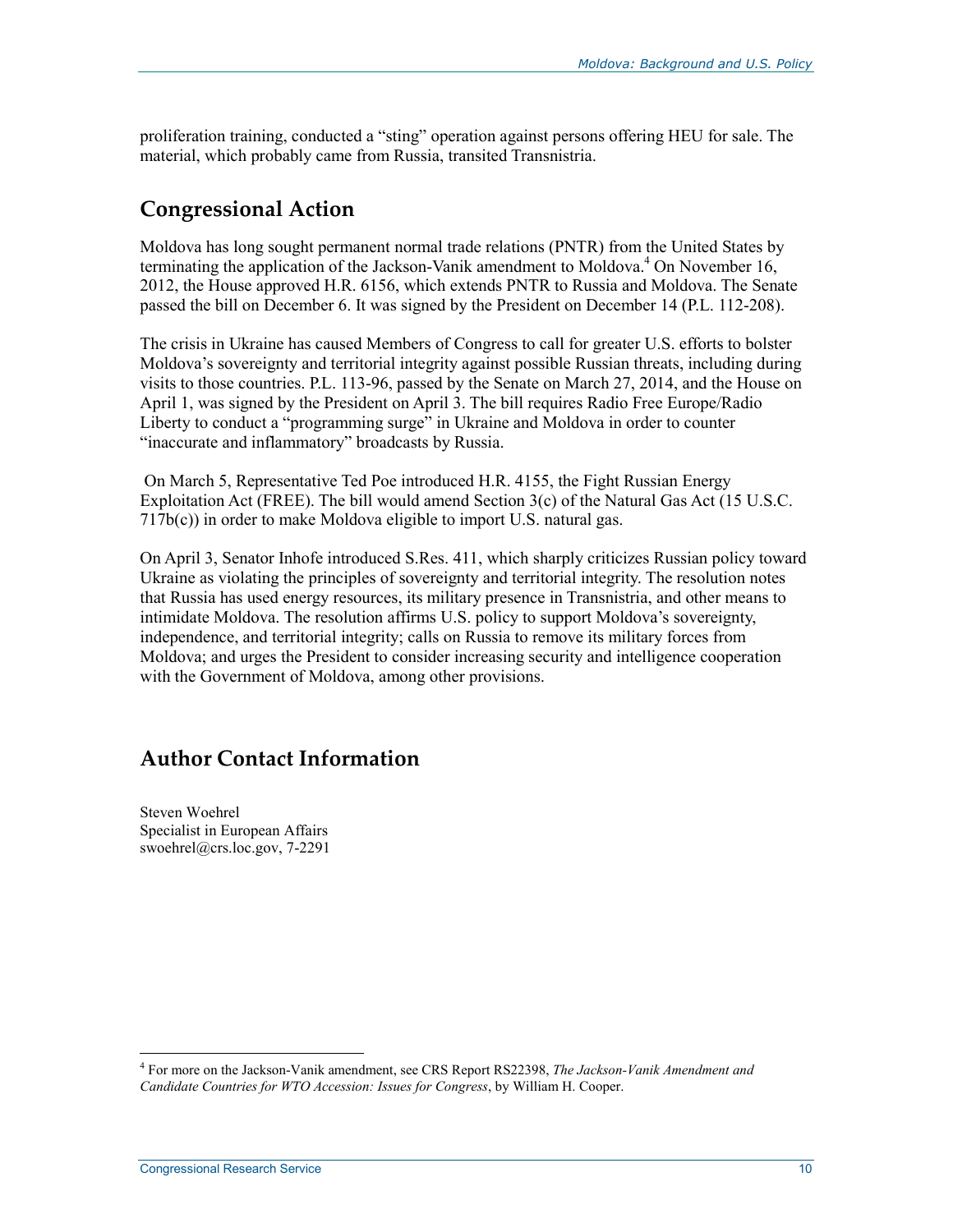proliferation training, conducted a "sting" operation against persons offering HEU for sale. The material, which probably came from Russia, transited Transnistria.

## Congressional Action

Moldova has long sought permanent normal trade relations (PNTR) from the United States by terminating the application of the Jackson-Vanik amendment to Moldova.[4] On November 16, 2012, the House approved H.R. 6156, which extends PNTR to Russia and Moldova. The Senate passed the bill on December 6. It was signed by the President on December 14 (P.L. 112-208).

The crisis in Ukraine has caused Members of Congress to call for greater U.S. efforts to bolster Moldova's sovereignty and territorial integrity against possible Russian threats, including during visits to those countries. P.L. 113-96, passed by the Senate on March 27, 2014, and the House on April 1, was signed by the President on April 3. The bill requires Radio Free Europe/Radio Liberty to conduct a "programming surge" in Ukraine and Moldova in order to counter "inaccurate and inflammatory" broadcasts by Russia.

On March 5, Representative Ted Poe introduced H.R. 4155, the Fight Russian Energy Exploitation Act (FREE). The bill would amend Section 3(c) of the Natural Gas Act (15 U.S.C. 717b(c)) in order to make Moldova eligible to import U.S. natural gas.

On April 3, Senator Inhofe introduced S.Res. 411, which sharply criticizes Russian policy toward Ukraine as violating the principles of sovereignty and territorial integrity. The resolution notes that Russia has used energy resources, its military presence in Transnistria, and other means to intimidate Moldova. The resolution affirms U.S. policy to support Moldova's sovereignty, independence, and territorial integrity; calls on Russia to remove its military forces from Moldova; and urges the President to consider increasing security and intelligence cooperation with the Government of Moldova, among other provisions.

## Author Contact Information

Steven Woehrel
Specialist in European Affairs
swoehrel@crs.loc.gov, 7-2291

---

[4] For more on the Jackson-Vanik amendment, see CRS Report RS22398, *The Jackson-Vanik Amendment and Candidate Countries for WTO Accession: Issues for Congress*, by William H. Cooper.